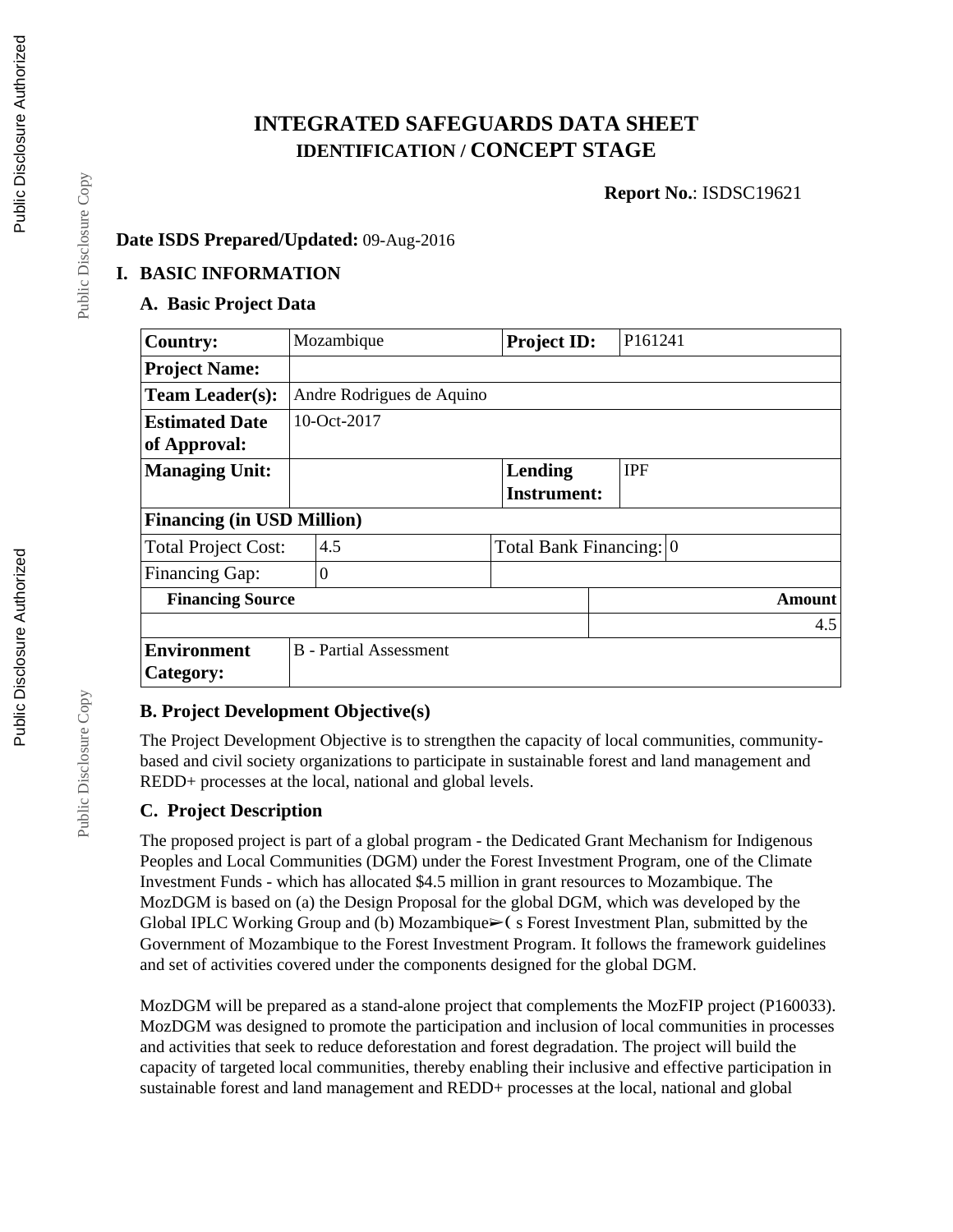# INTEGRATED SAFEGUARDS DATA SHEET
## IDENTIFICATION / CONCEPT STAGE

**Report No.**: ISDSC19621

**Date ISDS Prepared/Updated:** 09-Aug-2016

## I. BASIC INFORMATION

### A. Basic Project Data

| **Country:** | Mozambique | | **Project ID:** | P161241 | |
|---|---|---|---|---|---|
| **Project Name:** | | | | | |
| **Team Leader(s):** | Andre Rodrigues de Aquino | | | | |
| **Estimated Date of Approval:** | 10-Oct-2017 | | | | |
| **Managing Unit:** | | | **Lending Instrument:** | IPF | |
| **Financing (in USD Million)** | | | | | |
| Total Project Cost: | 4.5 | | Total Bank Financing: | 0 | |
| Financing Gap: | 0 | | | | |
| **Financing Source** | | | | | **Amount** |
| | | | | | 4.5 |
| **Environment Category:** | B - Partial Assessment | | | | |

### B. Project Development Objective(s)

The Project Development Objective is to strengthen the capacity of local communities, community-based and civil society organizations to participate in sustainable forest and land management and REDD+ processes at the local, national and global levels.

### C. Project Description

The proposed project is part of a global program - the Dedicated Grant Mechanism for Indigenous Peoples and Local Communities (DGM) under the Forest Investment Program, one of the Climate Investment Funds - which has allocated $4.5 million in grant resources to Mozambique. The MozDGM is based on (a) the Design Proposal for the global DGM, which was developed by the Global IPLC Working Group and (b) Mozambique➢( s Forest Investment Plan, submitted by the Government of Mozambique to the Forest Investment Program. It follows the framework guidelines and set of activities covered under the components designed for the global DGM.

MozDGM will be prepared as a stand-alone project that complements the MozFIP project (P160033). MozDGM was designed to promote the participation and inclusion of local communities in processes and activities that seek to reduce deforestation and forest degradation. The project will build the capacity of targeted local communities, thereby enabling their inclusive and effective participation in sustainable forest and land management and REDD+ processes at the local, national and global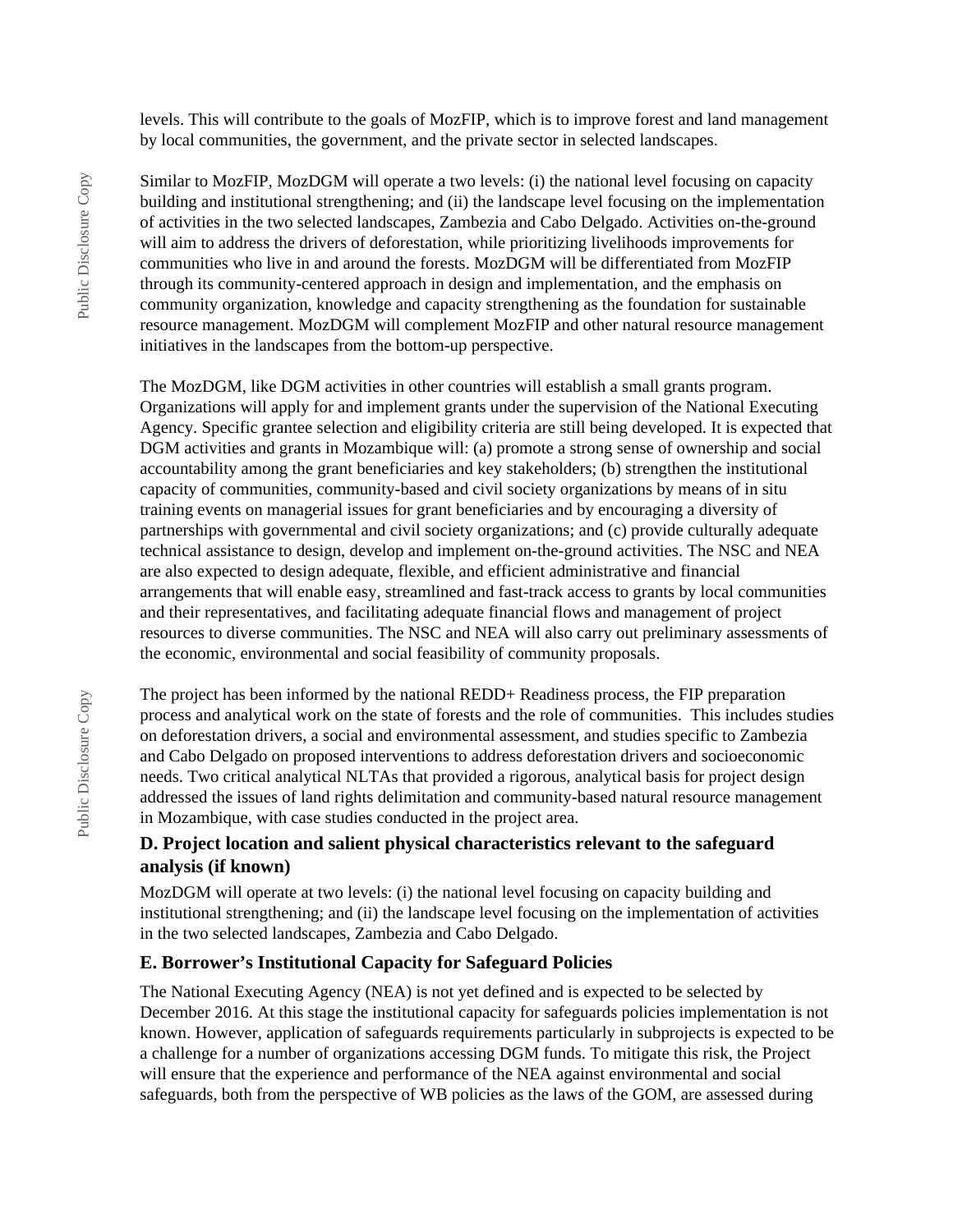levels. This will contribute to the goals of MozFIP, which is to improve forest and land management by local communities, the government, and the private sector in selected landscapes.

Similar to MozFIP, MozDGM will operate a two levels: (i) the national level focusing on capacity building and institutional strengthening; and (ii) the landscape level focusing on the implementation of activities in the two selected landscapes, Zambezia and Cabo Delgado. Activities on-the-ground will aim to address the drivers of deforestation, while prioritizing livelihoods improvements for communities who live in and around the forests. MozDGM will be differentiated from MozFIP through its community-centered approach in design and implementation, and the emphasis on community organization, knowledge and capacity strengthening as the foundation for sustainable resource management. MozDGM will complement MozFIP and other natural resource management initiatives in the landscapes from the bottom-up perspective.

The MozDGM, like DGM activities in other countries will establish a small grants program. Organizations will apply for and implement grants under the supervision of the National Executing Agency. Specific grantee selection and eligibility criteria are still being developed. It is expected that DGM activities and grants in Mozambique will: (a) promote a strong sense of ownership and social accountability among the grant beneficiaries and key stakeholders; (b) strengthen the institutional capacity of communities, community-based and civil society organizations by means of in situ training events on managerial issues for grant beneficiaries and by encouraging a diversity of partnerships with governmental and civil society organizations; and (c) provide culturally adequate technical assistance to design, develop and implement on-the-ground activities. The NSC and NEA are also expected to design adequate, flexible, and efficient administrative and financial arrangements that will enable easy, streamlined and fast-track access to grants by local communities and their representatives, and facilitating adequate financial flows and management of project resources to diverse communities. The NSC and NEA will also carry out preliminary assessments of the economic, environmental and social feasibility of community proposals.

The project has been informed by the national REDD+ Readiness process, the FIP preparation process and analytical work on the state of forests and the role of communities. This includes studies on deforestation drivers, a social and environmental assessment, and studies specific to Zambezia and Cabo Delgado on proposed interventions to address deforestation drivers and socioeconomic needs. Two critical analytical NLTAs that provided a rigorous, analytical basis for project design addressed the issues of land rights delimitation and community-based natural resource management in Mozambique, with case studies conducted in the project area.

### D. Project location and salient physical characteristics relevant to the safeguard analysis (if known)

MozDGM will operate at two levels: (i) the national level focusing on capacity building and institutional strengthening; and (ii) the landscape level focusing on the implementation of activities in the two selected landscapes, Zambezia and Cabo Delgado.

### E. Borrower's Institutional Capacity for Safeguard Policies

The National Executing Agency (NEA) is not yet defined and is expected to be selected by December 2016. At this stage the institutional capacity for safeguards policies implementation is not known. However, application of safeguards requirements particularly in subprojects is expected to be a challenge for a number of organizations accessing DGM funds. To mitigate this risk, the Project will ensure that the experience and performance of the NEA against environmental and social safeguards, both from the perspective of WB policies as the laws of the GOM, are assessed during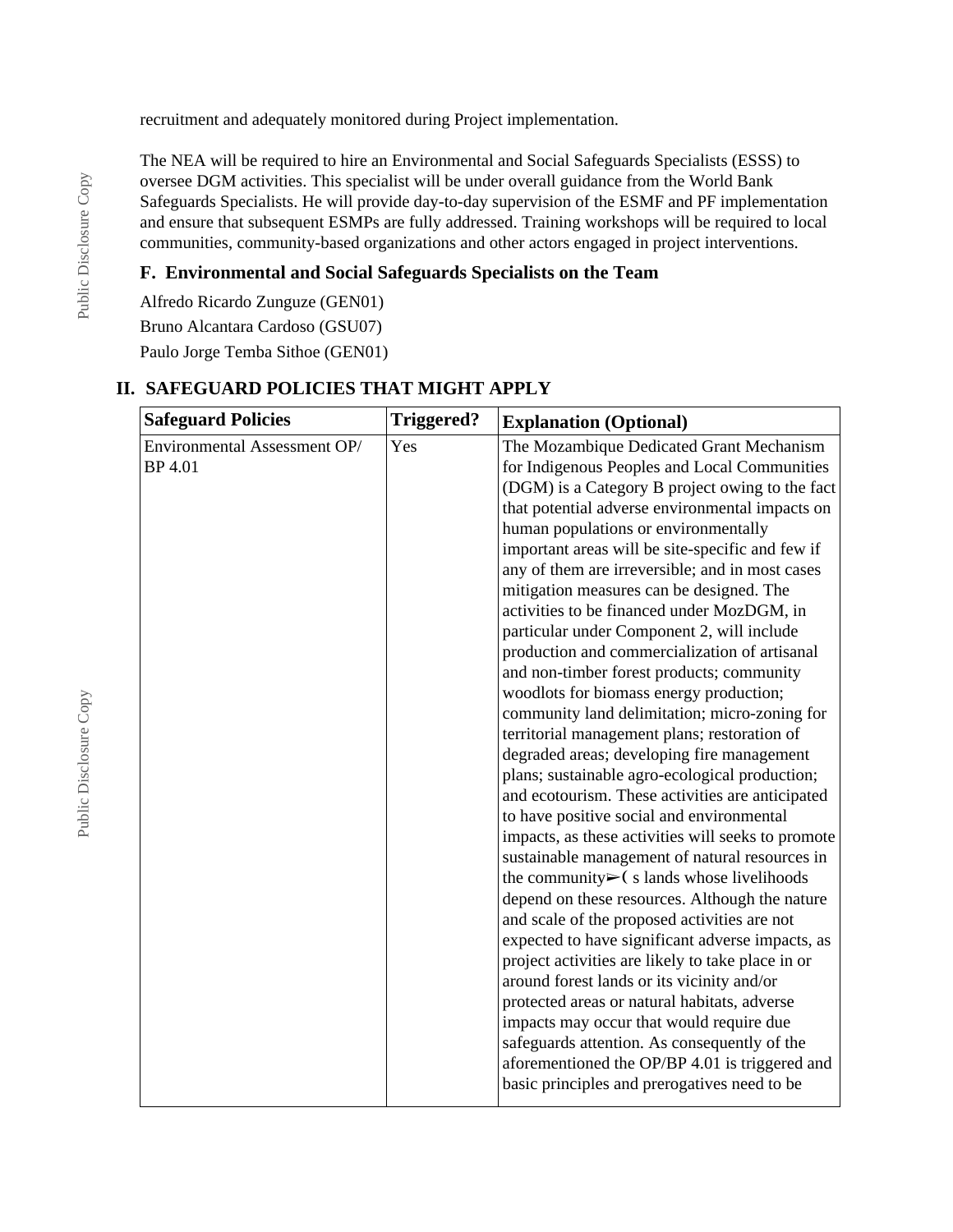recruitment and adequately monitored during Project implementation.

The NEA will be required to hire an Environmental and Social Safeguards Specialists (ESSS) to oversee DGM activities. This specialist will be under overall guidance from the World Bank Safeguards Specialists. He will provide day-to-day supervision of the ESMF and PF implementation and ensure that subsequent ESMPs are fully addressed. Training workshops will be required to local communities, community-based organizations and other actors engaged in project interventions.

### F. Environmental and Social Safeguards Specialists on the Team

Alfredo Ricardo Zunguze (GEN01)

Bruno Alcantara Cardoso (GSU07)

Paulo Jorge Temba Sithoe (GEN01)

## II. SAFEGUARD POLICIES THAT MIGHT APPLY

| Safeguard Policies | Triggered? | Explanation (Optional) |
|---|---|---|
| Environmental Assessment OP/ BP 4.01 | Yes | The Mozambique Dedicated Grant Mechanism for Indigenous Peoples and Local Communities (DGM) is a Category B project owing to the fact that potential adverse environmental impacts on human populations or environmentally important areas will be site-specific and few if any of them are irreversible; and in most cases mitigation measures can be designed. The activities to be financed under MozDGM, in particular under Component 2, will include production and commercialization of artisanal and non-timber forest products; community woodlots for biomass energy production; community land delimitation; micro-zoning for territorial management plans; restoration of degraded areas; developing fire management plans; sustainable agro-ecological production; and ecotourism. These activities are anticipated to have positive social and environmental impacts, as these activities will seeks to promote sustainable management of natural resources in the community➢( s lands whose livelihoods depend on these resources. Although the nature and scale of the proposed activities are not expected to have significant adverse impacts, as project activities are likely to take place in or around forest lands or its vicinity and/or protected areas or natural habitats, adverse impacts may occur that would require due safeguards attention. As consequently of the aforementioned the OP/BP 4.01 is triggered and basic principles and prerogatives need to be |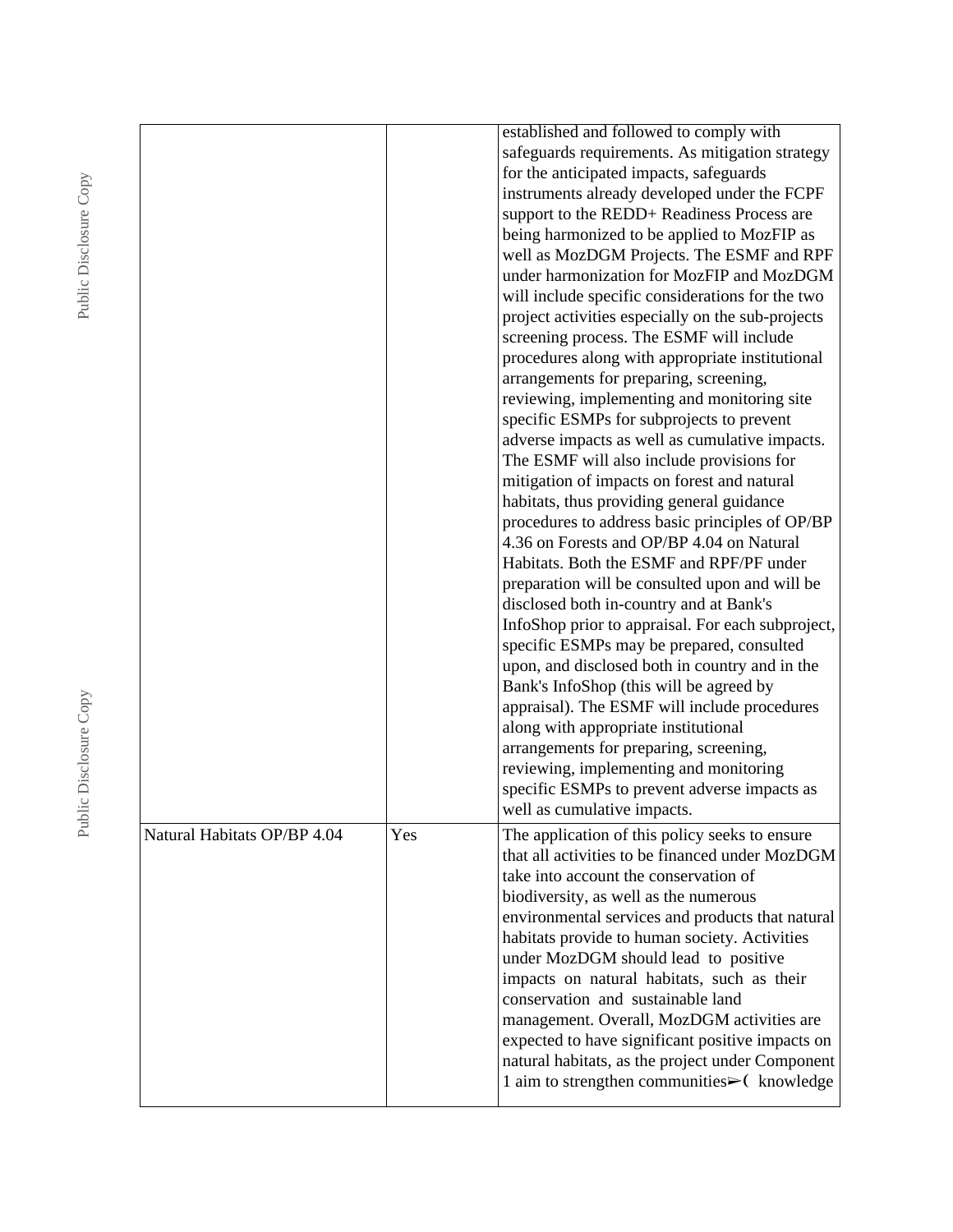| | | |
|---|---|---|
| | | established and followed to comply with safeguards requirements. As mitigation strategy for the anticipated impacts, safeguards instruments already developed under the FCPF support to the REDD+ Readiness Process are being harmonized to be applied to MozFIP as well as MozDGM Projects. The ESMF and RPF under harmonization for MozFIP and MozDGM will include specific considerations for the two project activities especially on the sub-projects screening process. The ESMF will include procedures along with appropriate institutional arrangements for preparing, screening, reviewing, implementing and monitoring site specific ESMPs for subprojects to prevent adverse impacts as well as cumulative impacts. The ESMF will also include provisions for mitigation of impacts on forest and natural habitats, thus providing general guidance procedures to address basic principles of OP/BP 4.36 on Forests and OP/BP 4.04 on Natural Habitats. Both the ESMF and RPF/PF under preparation will be consulted upon and will be disclosed both in-country and at Bank's InfoShop prior to appraisal. For each subproject, specific ESMPs may be prepared, consulted upon, and disclosed both in country and in the Bank's InfoShop (this will be agreed by appraisal). The ESMF will include procedures along with appropriate institutional arrangements for preparing, screening, reviewing, implementing and monitoring specific ESMPs to prevent adverse impacts as well as cumulative impacts. |
| Natural Habitats OP/BP 4.04 | Yes | The application of this policy seeks to ensure that all activities to be financed under MozDGM take into account the conservation of biodiversity, as well as the numerous environmental services and products that natural habitats provide to human society. Activities under MozDGM should lead to positive impacts on natural habitats, such as their conservation and sustainable land management. Overall, MozDGM activities are expected to have significant positive impacts on natural habitats, as the project under Component 1 aim to strengthen communities➢( knowledge |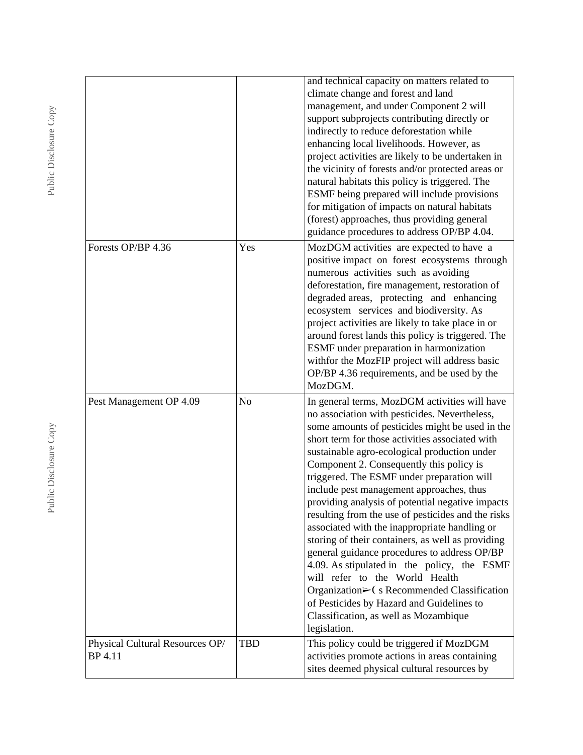| | | |
|---|---|---|
| | | and technical capacity on matters related to climate change and forest and land management, and under Component 2 will support subprojects contributing directly or indirectly to reduce deforestation while enhancing local livelihoods. However, as project activities are likely to be undertaken in the vicinity of forests and/or protected areas or natural habitats this policy is triggered. The ESMF being prepared will include provisions for mitigation of impacts on natural habitats (forest) approaches, thus providing general guidance procedures to address OP/BP 4.04. |
| Forests OP/BP 4.36 | Yes | MozDGM activities are expected to have a positive impact on forest ecosystems through numerous activities such as avoiding deforestation, fire management, restoration of degraded areas, protecting and enhancing ecosystem services and biodiversity. As project activities are likely to take place in or around forest lands this policy is triggered. The ESMF under preparation in harmonization withfor the MozFIP project will address basic OP/BP 4.36 requirements, and be used by the MozDGM. |
| Pest Management OP 4.09 | No | In general terms, MozDGM activities will have no association with pesticides. Nevertheless, some amounts of pesticides might be used in the short term for those activities associated with sustainable agro-ecological production under Component 2. Consequently this policy is triggered. The ESMF under preparation will include pest management approaches, thus providing analysis of potential negative impacts resulting from the use of pesticides and the risks associated with the inappropriate handling or storing of their containers, as well as providing general guidance procedures to address OP/BP 4.09. As stipulated in the policy, the ESMF will refer to the World Health Organization➢( s Recommended Classification of Pesticides by Hazard and Guidelines to Classification, as well as Mozambique legislation. |
| Physical Cultural Resources OP/ BP 4.11 | TBD | This policy could be triggered if MozDGM activities promote actions in areas containing sites deemed physical cultural resources by |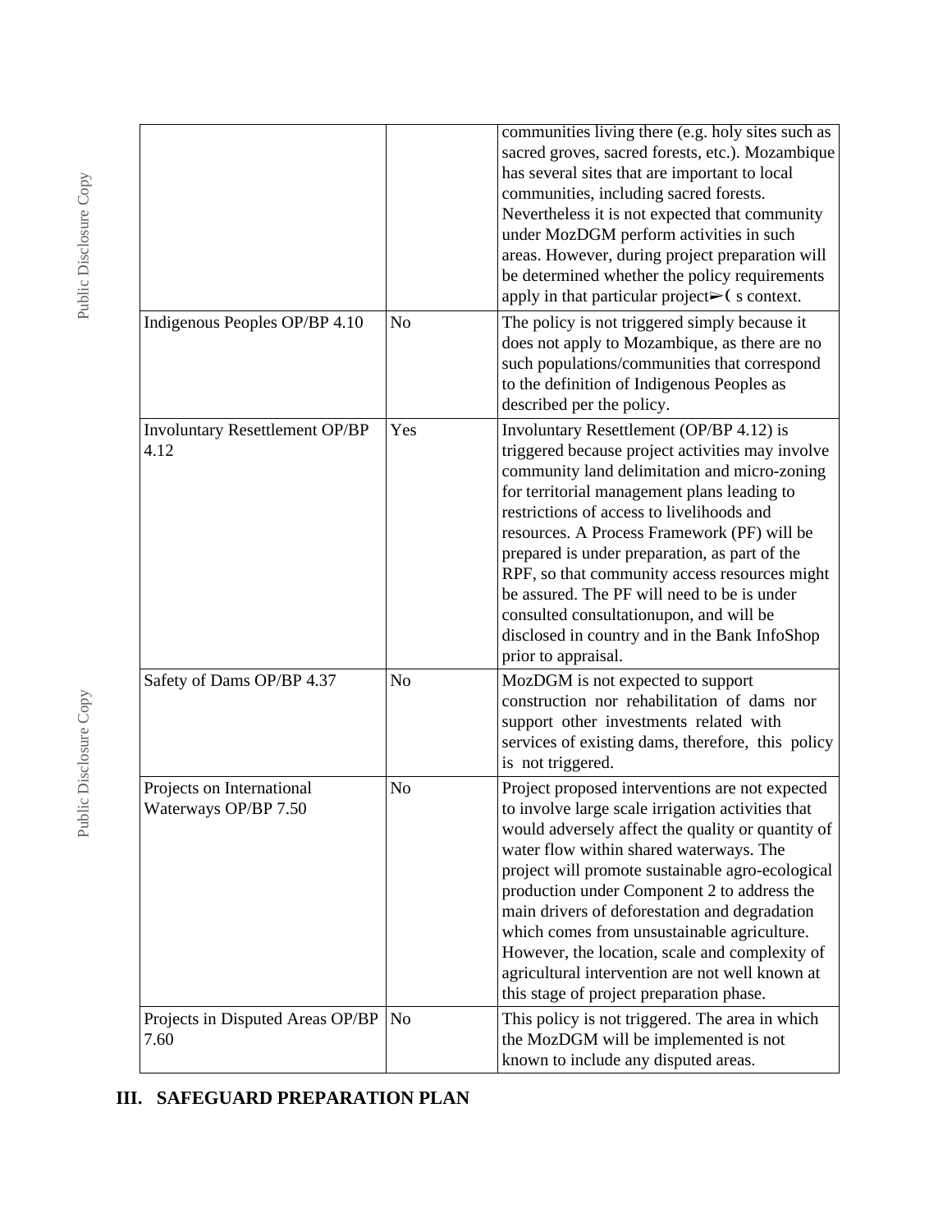| | | |
|---|---|---|
| | | communities living there (e.g. holy sites such as sacred groves, sacred forests, etc.). Mozambique has several sites that are important to local communities, including sacred forests. Nevertheless it is not expected that community under MozDGM perform activities in such areas. However, during project preparation will be determined whether the policy requirements apply in that particular project➢( s context. |
| Indigenous Peoples OP/BP 4.10 | No | The policy is not triggered simply because it does not apply to Mozambique, as there are no such populations/communities that correspond to the definition of Indigenous Peoples as described per the policy. |
| Involuntary Resettlement OP/BP 4.12 | Yes | Involuntary Resettlement (OP/BP 4.12) is triggered because project activities may involve community land delimitation and micro-zoning for territorial management plans leading to restrictions of access to livelihoods and resources. A Process Framework (PF) will be prepared is under preparation, as part of the RPF, so that community access resources might be assured. The PF will need to be is under consulted consultationupon, and will be disclosed in country and in the Bank InfoShop prior to appraisal. |
| Safety of Dams OP/BP 4.37 | No | MozDGM is not expected to support construction nor rehabilitation of dams nor support other investments related with services of existing dams, therefore, this policy is not triggered. |
| Projects on International Waterways OP/BP 7.50 | No | Project proposed interventions are not expected to involve large scale irrigation activities that would adversely affect the quality or quantity of water flow within shared waterways. The project will promote sustainable agro-ecological production under Component 2 to address the main drivers of deforestation and degradation which comes from unsustainable agriculture. However, the location, scale and complexity of agricultural intervention are not well known at this stage of project preparation phase. |
| Projects in Disputed Areas OP/BP 7.60 | No | This policy is not triggered. The area in which the MozDGM will be implemented is not known to include any disputed areas. |

## III. SAFEGUARD PREPARATION PLAN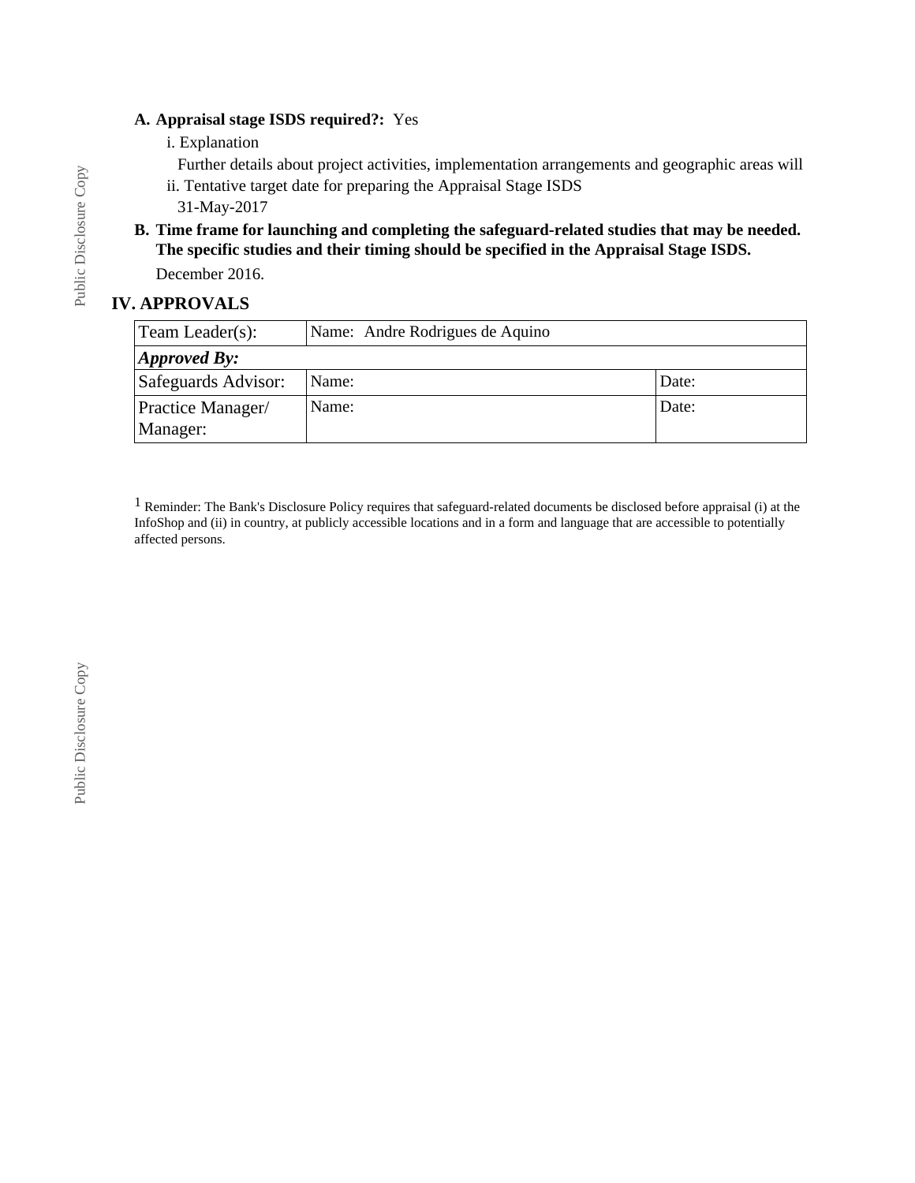**A. Appraisal stage ISDS required?:** Yes

i. Explanation

Further details about project activities, implementation arrangements and geographic areas will

ii. Tentative target date for preparing the Appraisal Stage ISDS

31-May-2017

**B. Time frame for launching and completing the safeguard-related studies that may be needed. The specific studies and their timing should be specified in the Appraisal Stage ISDS.**

December 2016.

## IV. APPROVALS

| | | |
|---|---|---|
| Team Leader(s): | Name: Andre Rodrigues de Aquino | |
| ***Approved By:*** | | |
| Safeguards Advisor: | Name: | Date: |
| Practice Manager/ Manager: | Name: | Date: |

[1] Reminder: The Bank's Disclosure Policy requires that safeguard-related documents be disclosed before appraisal (i) at the InfoShop and (ii) in country, at publicly accessible locations and in a form and language that are accessible to potentially affected persons.